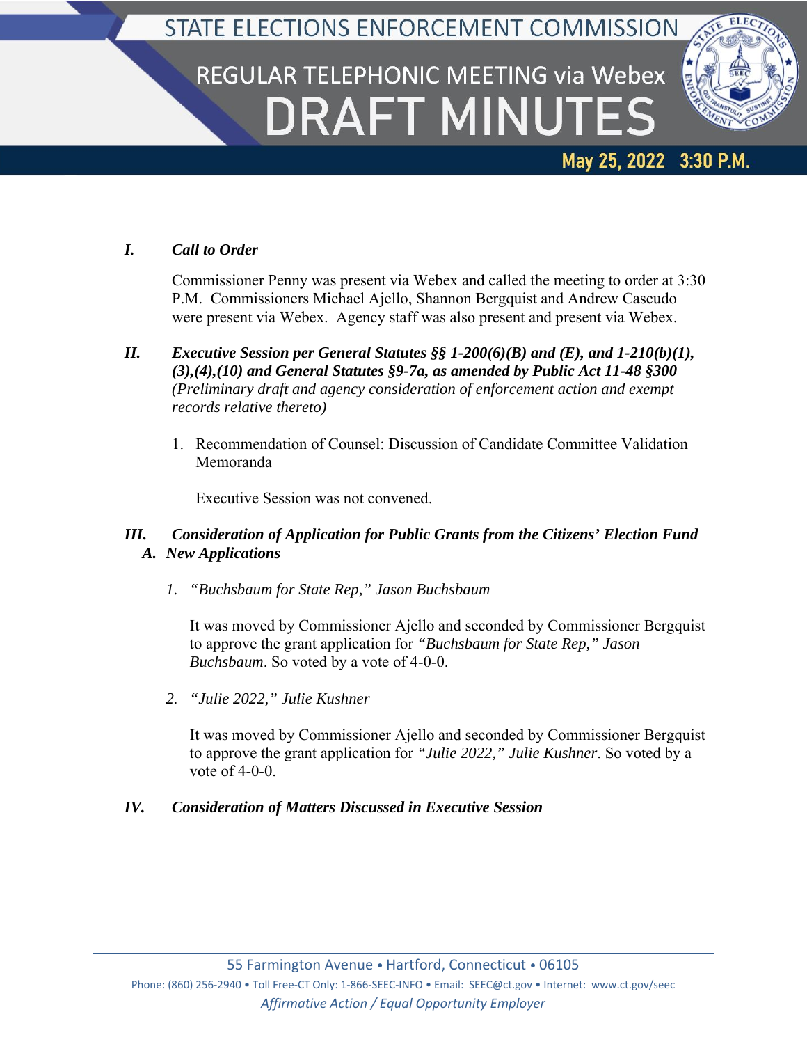# STATE ELECTIONS ENFORCEMENT COMMISSION

## REGULAR TELEPHONIC MEETING via Webex

# DRAFT MINUTES

**May 25, 2022 3:30 P.M.**

***I. Call to Order***

Commissioner Penny was present via Webex and called the meeting to order at 3:30 P.M. Commissioners Michael Ajello, Shannon Bergquist and Andrew Cascudo were present via Webex. Agency staff was also present and present via Webex.

***II. Executive Session per General Statutes §§ 1-200(6)(B) and (E), and 1-210(b)(1), (3),(4),(10) and General Statutes §9-7a, as amended by Public Act 11-48 §300*** *(Preliminary draft and agency consideration of enforcement action and exempt records relative thereto)*

1. Recommendation of Counsel: Discussion of Candidate Committee Validation Memoranda

   Executive Session was not convened.

***III. Consideration of Application for Public Grants from the Citizens' Election Fund***

***A. New Applications***

*1. "Buchsbaum for State Rep," Jason Buchsbaum*

It was moved by Commissioner Ajello and seconded by Commissioner Bergquist to approve the grant application for *"Buchsbaum for State Rep," Jason Buchsbaum*. So voted by a vote of 4-0-0.

*2. "Julie 2022," Julie Kushner*

It was moved by Commissioner Ajello and seconded by Commissioner Bergquist to approve the grant application for *"Julie 2022," Julie Kushner*. So voted by a vote of 4-0-0.

***IV. Consideration of Matters Discussed in Executive Session***

55 Farmington Avenue • Hartford, Connecticut • 06105
Phone: (860) 256-2940 • Toll Free-CT Only: 1-866-SEEC-INFO • Email: SEEC@ct.gov • Internet: www.ct.gov/seec
*Affirmative Action / Equal Opportunity Employer*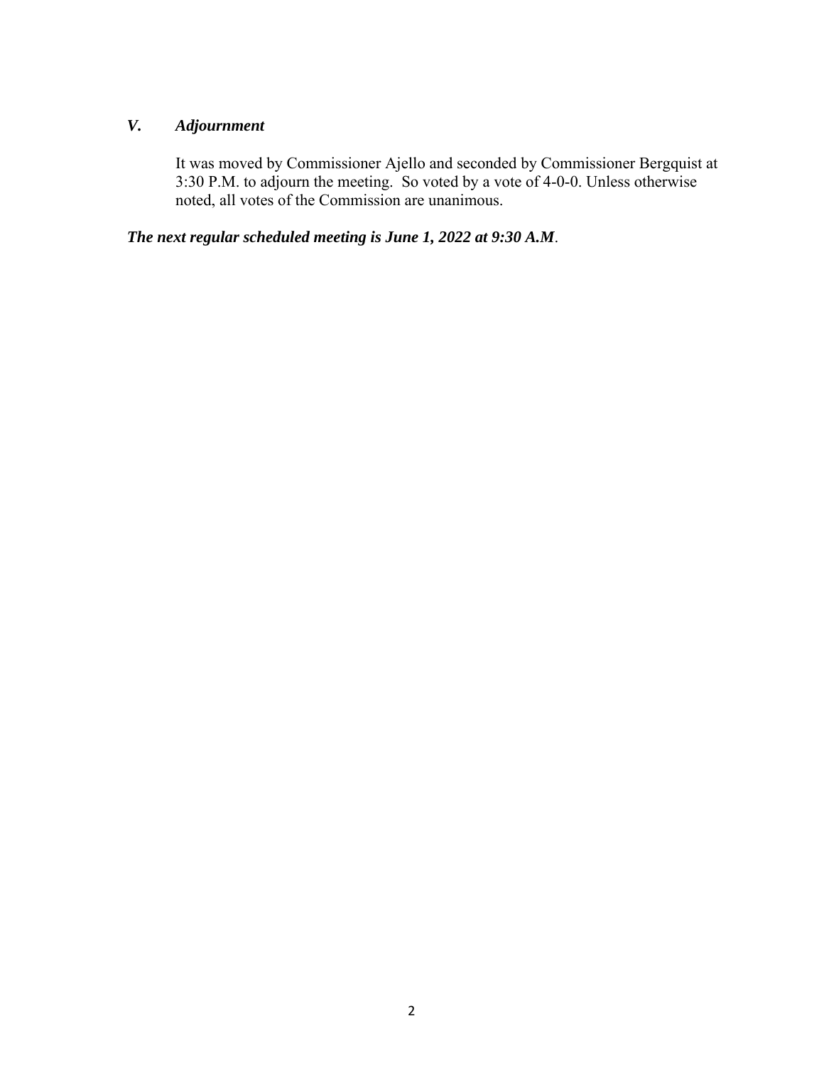## *V. Adjournment*

It was moved by Commissioner Ajello and seconded by Commissioner Bergquist at 3:30 P.M. to adjourn the meeting. So voted by a vote of 4-0-0. Unless otherwise noted, all votes of the Commission are unanimous.

***The next regular scheduled meeting is June 1, 2022 at 9:30 A.M***.